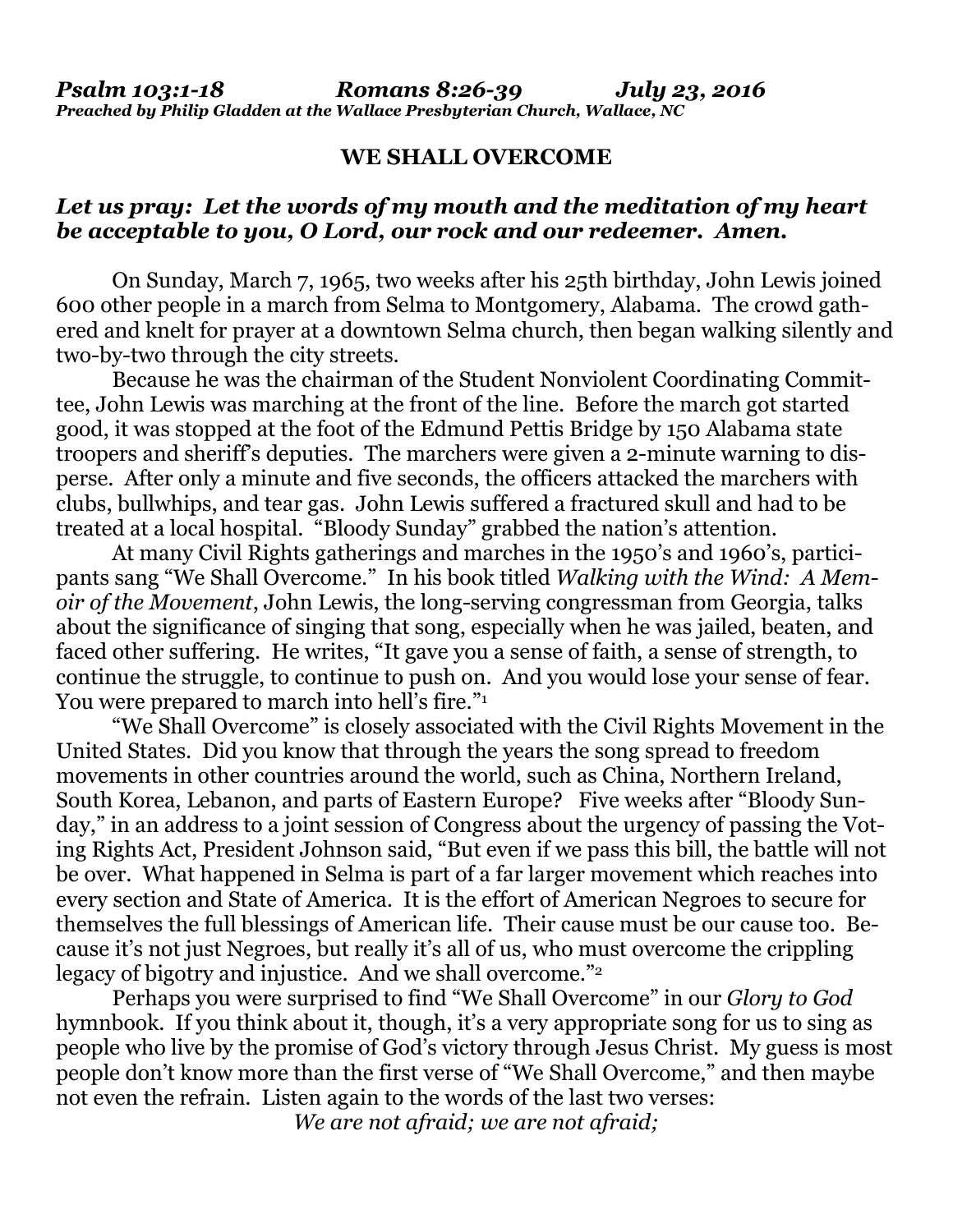***Psalm 103:1-18 Romans 8:26-39 July 23, 2016***
***Preached by Philip Gladden at the Wallace Presbyterian Church, Wallace, NC***

# WE SHALL OVERCOME

***Let us pray: Let the words of my mouth and the meditation of my heart be acceptable to you, O Lord, our rock and our redeemer. Amen.***

On Sunday, March 7, 1965, two weeks after his 25th birthday, John Lewis joined 600 other people in a march from Selma to Montgomery, Alabama. The crowd gathered and knelt for prayer at a downtown Selma church, then began walking silently and two-by-two through the city streets.

Because he was the chairman of the Student Nonviolent Coordinating Committee, John Lewis was marching at the front of the line. Before the march got started good, it was stopped at the foot of the Edmund Pettis Bridge by 150 Alabama state troopers and sheriff's deputies. The marchers were given a 2-minute warning to disperse. After only a minute and five seconds, the officers attacked the marchers with clubs, bullwhips, and tear gas. John Lewis suffered a fractured skull and had to be treated at a local hospital. "Bloody Sunday" grabbed the nation's attention.

At many Civil Rights gatherings and marches in the 1950's and 1960's, participants sang "We Shall Overcome." In his book titled *Walking with the Wind: A Memoir of the Movement*, John Lewis, the long-serving congressman from Georgia, talks about the significance of singing that song, especially when he was jailed, beaten, and faced other suffering. He writes, "It gave you a sense of faith, a sense of strength, to continue the struggle, to continue to push on. And you would lose your sense of fear. You were prepared to march into hell's fire."[1]

"We Shall Overcome" is closely associated with the Civil Rights Movement in the United States. Did you know that through the years the song spread to freedom movements in other countries around the world, such as China, Northern Ireland, South Korea, Lebanon, and parts of Eastern Europe? Five weeks after "Bloody Sunday," in an address to a joint session of Congress about the urgency of passing the Voting Rights Act, President Johnson said, "But even if we pass this bill, the battle will not be over. What happened in Selma is part of a far larger movement which reaches into every section and State of America. It is the effort of American Negroes to secure for themselves the full blessings of American life. Their cause must be our cause too. Because it's not just Negroes, but really it's all of us, who must overcome the crippling legacy of bigotry and injustice. And we shall overcome."[2]

Perhaps you were surprised to find "We Shall Overcome" in our *Glory to God* hymnbook. If you think about it, though, it's a very appropriate song for us to sing as people who live by the promise of God's victory through Jesus Christ. My guess is most people don't know more than the first verse of "We Shall Overcome," and then maybe not even the refrain. Listen again to the words of the last two verses:

*We are not afraid; we are not afraid;*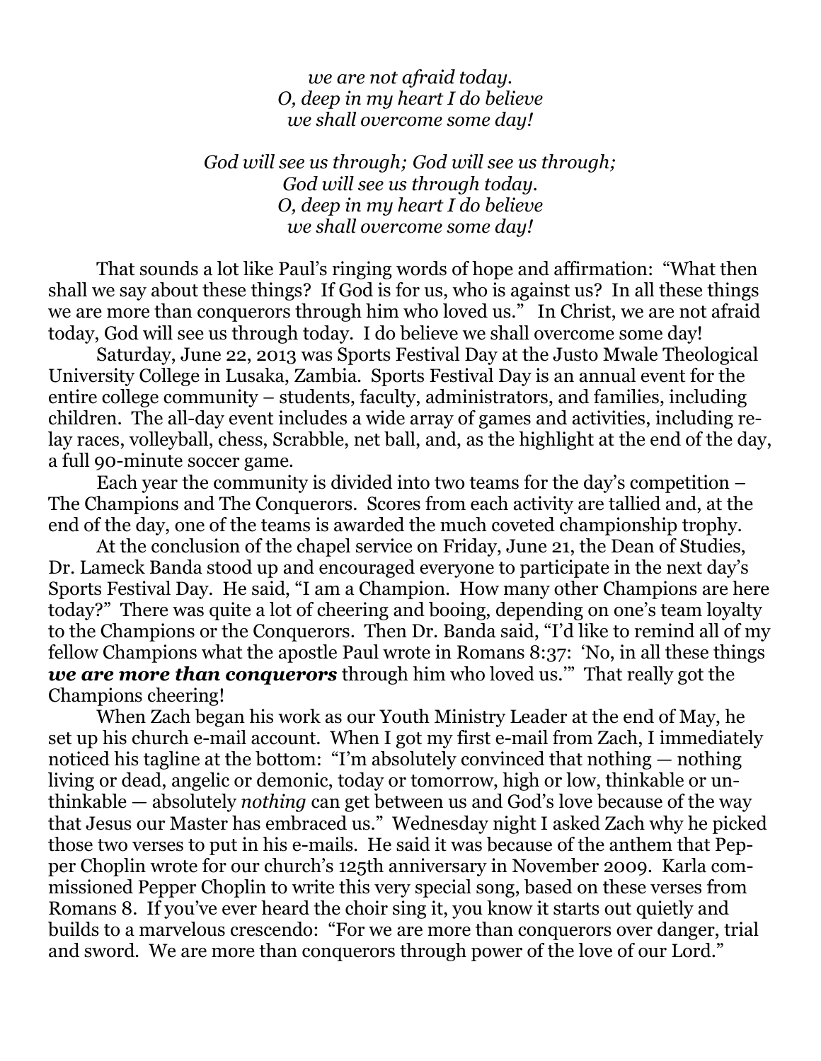*we are not afraid today.*
*O, deep in my heart I do believe*
*we shall overcome some day!*

*God will see us through; God will see us through;*
*God will see us through today.*
*O, deep in my heart I do believe*
*we shall overcome some day!*

That sounds a lot like Paul's ringing words of hope and affirmation: "What then shall we say about these things? If God is for us, who is against us? In all these things we are more than conquerors through him who loved us." In Christ, we are not afraid today, God will see us through today. I do believe we shall overcome some day!

Saturday, June 22, 2013 was Sports Festival Day at the Justo Mwale Theological University College in Lusaka, Zambia. Sports Festival Day is an annual event for the entire college community – students, faculty, administrators, and families, including children. The all-day event includes a wide array of games and activities, including relay races, volleyball, chess, Scrabble, net ball, and, as the highlight at the end of the day, a full 90-minute soccer game.

Each year the community is divided into two teams for the day's competition – The Champions and The Conquerors. Scores from each activity are tallied and, at the end of the day, one of the teams is awarded the much coveted championship trophy.

At the conclusion of the chapel service on Friday, June 21, the Dean of Studies, Dr. Lameck Banda stood up and encouraged everyone to participate in the next day's Sports Festival Day. He said, "I am a Champion. How many other Champions are here today?" There was quite a lot of cheering and booing, depending on one's team loyalty to the Champions or the Conquerors. Then Dr. Banda said, "I'd like to remind all of my fellow Champions what the apostle Paul wrote in Romans 8:37: 'No, in all these things ***we are more than conquerors*** through him who loved us.'" That really got the Champions cheering!

When Zach began his work as our Youth Ministry Leader at the end of May, he set up his church e-mail account. When I got my first e-mail from Zach, I immediately noticed his tagline at the bottom: "I'm absolutely convinced that nothing — nothing living or dead, angelic or demonic, today or tomorrow, high or low, thinkable or unthinkable — absolutely *nothing* can get between us and God's love because of the way that Jesus our Master has embraced us." Wednesday night I asked Zach why he picked those two verses to put in his e-mails. He said it was because of the anthem that Pepper Choplin wrote for our church's 125th anniversary in November 2009. Karla commissioned Pepper Choplin to write this very special song, based on these verses from Romans 8. If you've ever heard the choir sing it, you know it starts out quietly and builds to a marvelous crescendo: "For we are more than conquerors over danger, trial and sword. We are more than conquerors through power of the love of our Lord."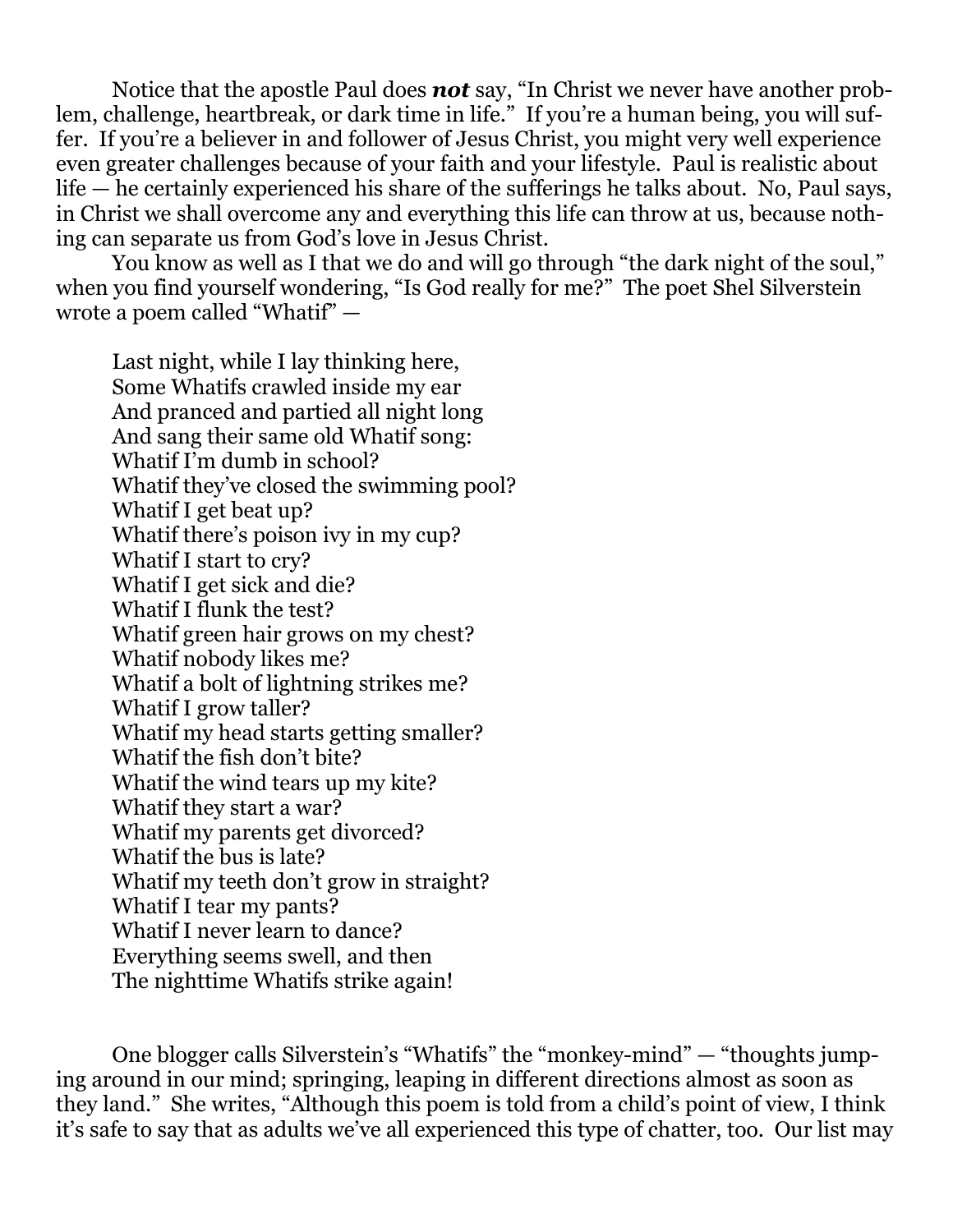Notice that the apostle Paul does ***not*** say, "In Christ we never have another problem, challenge, heartbreak, or dark time in life." If you're a human being, you will suffer. If you're a believer in and follower of Jesus Christ, you might very well experience even greater challenges because of your faith and your lifestyle. Paul is realistic about life — he certainly experienced his share of the sufferings he talks about. No, Paul says, in Christ we shall overcome any and everything this life can throw at us, because nothing can separate us from God's love in Jesus Christ.

You know as well as I that we do and will go through "the dark night of the soul," when you find yourself wondering, "Is God really for me?" The poet Shel Silverstein wrote a poem called "Whatif" —

> Last night, while I lay thinking here,
> Some Whatifs crawled inside my ear
> And pranced and partied all night long
> And sang their same old Whatif song:
> Whatif I'm dumb in school?
> Whatif they've closed the swimming pool?
> Whatif I get beat up?
> Whatif there's poison ivy in my cup?
> Whatif I start to cry?
> Whatif I get sick and die?
> Whatif I flunk the test?
> Whatif green hair grows on my chest?
> Whatif nobody likes me?
> Whatif a bolt of lightning strikes me?
> Whatif I grow taller?
> Whatif my head starts getting smaller?
> Whatif the fish don't bite?
> Whatif the wind tears up my kite?
> Whatif they start a war?
> Whatif my parents get divorced?
> Whatif the bus is late?
> Whatif my teeth don't grow in straight?
> Whatif I tear my pants?
> Whatif I never learn to dance?
> Everything seems swell, and then
> The nighttime Whatifs strike again!

One blogger calls Silverstein's "Whatifs" the "monkey-mind" — "thoughts jumping around in our mind; springing, leaping in different directions almost as soon as they land." She writes, "Although this poem is told from a child's point of view, I think it's safe to say that as adults we've all experienced this type of chatter, too. Our list may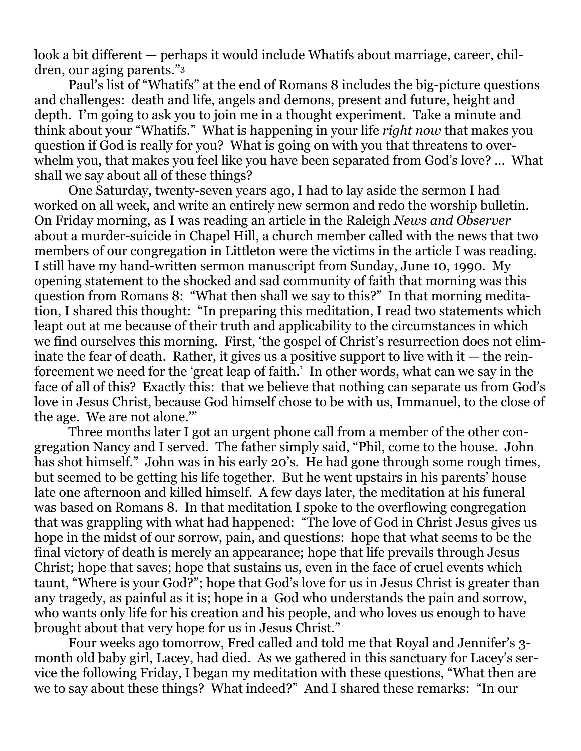look a bit different — perhaps it would include Whatifs about marriage, career, children, our aging parents."[3]

Paul's list of "Whatifs" at the end of Romans 8 includes the big-picture questions and challenges: death and life, angels and demons, present and future, height and depth. I'm going to ask you to join me in a thought experiment. Take a minute and think about your "Whatifs." What is happening in your life *right now* that makes you question if God is really for you? What is going on with you that threatens to overwhelm you, that makes you feel like you have been separated from God's love? … What shall we say about all of these things?

One Saturday, twenty-seven years ago, I had to lay aside the sermon I had worked on all week, and write an entirely new sermon and redo the worship bulletin. On Friday morning, as I was reading an article in the Raleigh *News and Observer* about a murder-suicide in Chapel Hill, a church member called with the news that two members of our congregation in Littleton were the victims in the article I was reading. I still have my hand-written sermon manuscript from Sunday, June 10, 1990. My opening statement to the shocked and sad community of faith that morning was this question from Romans 8: "What then shall we say to this?" In that morning meditation, I shared this thought: "In preparing this meditation, I read two statements which leapt out at me because of their truth and applicability to the circumstances in which we find ourselves this morning. First, 'the gospel of Christ's resurrection does not eliminate the fear of death. Rather, it gives us a positive support to live with it — the reinforcement we need for the 'great leap of faith.' In other words, what can we say in the face of all of this? Exactly this: that we believe that nothing can separate us from God's love in Jesus Christ, because God himself chose to be with us, Immanuel, to the close of the age. We are not alone.'"

Three months later I got an urgent phone call from a member of the other congregation Nancy and I served. The father simply said, "Phil, come to the house. John has shot himself." John was in his early 20's. He had gone through some rough times, but seemed to be getting his life together. But he went upstairs in his parents' house late one afternoon and killed himself. A few days later, the meditation at his funeral was based on Romans 8. In that meditation I spoke to the overflowing congregation that was grappling with what had happened: "The love of God in Christ Jesus gives us hope in the midst of our sorrow, pain, and questions: hope that what seems to be the final victory of death is merely an appearance; hope that life prevails through Jesus Christ; hope that saves; hope that sustains us, even in the face of cruel events which taunt, "Where is your God?"; hope that God's love for us in Jesus Christ is greater than any tragedy, as painful as it is; hope in a God who understands the pain and sorrow, who wants only life for his creation and his people, and who loves us enough to have brought about that very hope for us in Jesus Christ."

Four weeks ago tomorrow, Fred called and told me that Royal and Jennifer's 3-month old baby girl, Lacey, had died. As we gathered in this sanctuary for Lacey's service the following Friday, I began my meditation with these questions, "What then are we to say about these things? What indeed?" And I shared these remarks: "In our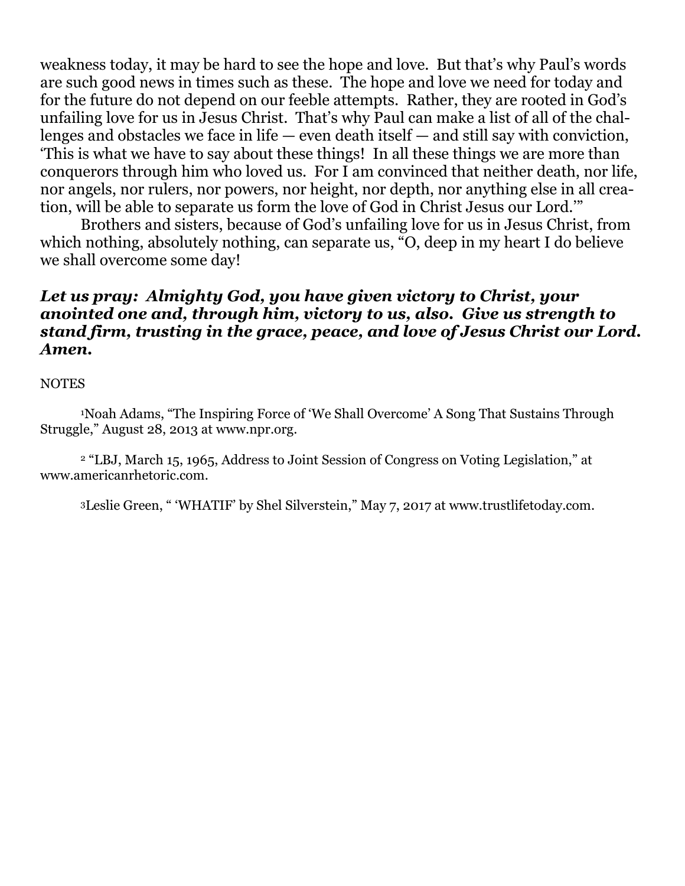weakness today, it may be hard to see the hope and love. But that's why Paul's words are such good news in times such as these. The hope and love we need for today and for the future do not depend on our feeble attempts. Rather, they are rooted in God's unfailing love for us in Jesus Christ. That's why Paul can make a list of all of the challenges and obstacles we face in life — even death itself — and still say with conviction, 'This is what we have to say about these things! In all these things we are more than conquerors through him who loved us. For I am convinced that neither death, nor life, nor angels, nor rulers, nor powers, nor height, nor depth, nor anything else in all creation, will be able to separate us form the love of God in Christ Jesus our Lord.'"

Brothers and sisters, because of God's unfailing love for us in Jesus Christ, from which nothing, absolutely nothing, can separate us, "O, deep in my heart I do believe we shall overcome some day!

***Let us pray: Almighty God, you have given victory to Christ, your anointed one and, through him, victory to us, also. Give us strength to stand firm, trusting in the grace, peace, and love of Jesus Christ our Lord. Amen.***

NOTES

[1]Noah Adams, "The Inspiring Force of 'We Shall Overcome' A Song That Sustains Through Struggle," August 28, 2013 at www.npr.org.

[2] "LBJ, March 15, 1965, Address to Joint Session of Congress on Voting Legislation," at www.americanrhetoric.com.

[3]Leslie Green, " 'WHATIF' by Shel Silverstein," May 7, 2017 at www.trustlifetoday.com.